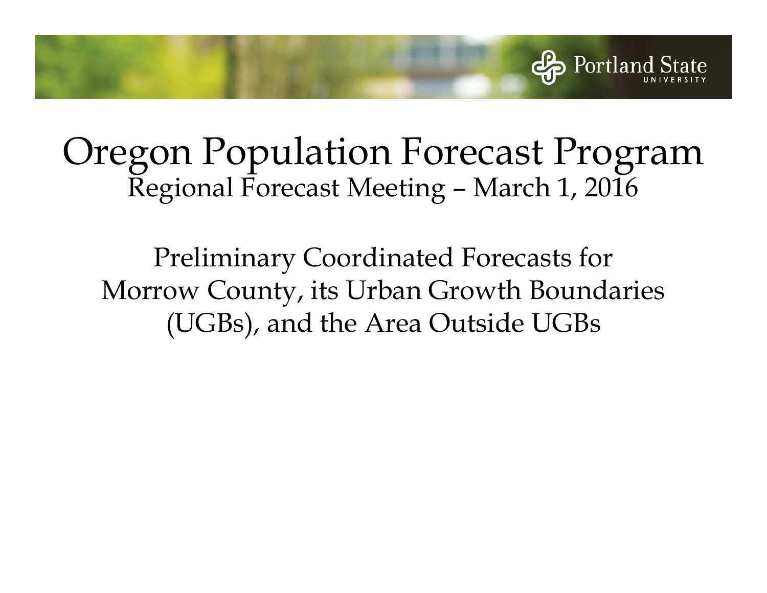# Oregon Population Forecast Program

Regional Forecast Meeting – March 1, 2016

Preliminary Coordinated Forecasts for Morrow County, its Urban Growth Boundaries (UGBs), and the Area Outside UGBs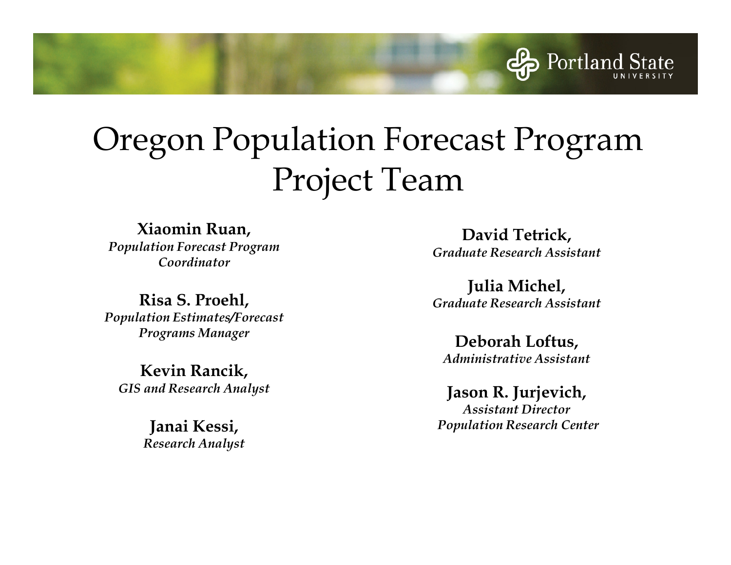# Oregon Population Forecast Program Project Team

**Xiaomin Ruan,**
*Population Forecast Program Coordinator*

**Risa S. Proehl,**
*Population Estimates/Forecast Programs Manager*

**Kevin Rancik,**
*GIS and Research Analyst*

**Janai Kessi,**
*Research Analyst*

**David Tetrick,**
*Graduate Research Assistant*

**Julia Michel,**
*Graduate Research Assistant*

**Deborah Loftus,**
*Administrative Assistant*

**Jason R. Jurjevich,**
*Assistant Director Population Research Center*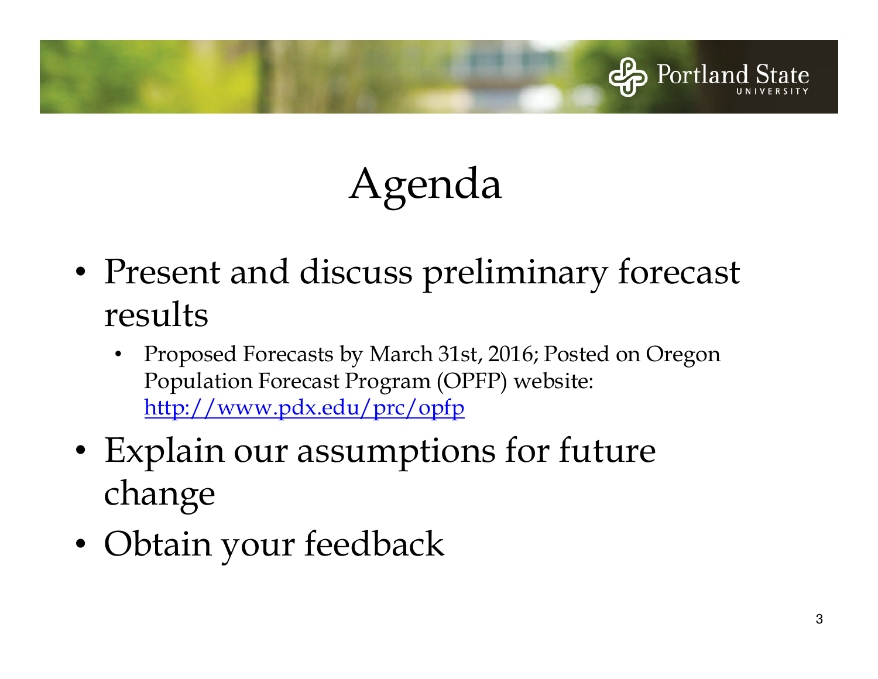# Agenda

- Present and discuss preliminary forecast results
  - Proposed Forecasts by March 31st, 2016; Posted on Oregon Population Forecast Program (OPFP) website: [http://www.pdx.edu/prc/opfp](http://www.pdx.edu/prc/opfp)
- Explain our assumptions for future change
- Obtain your feedback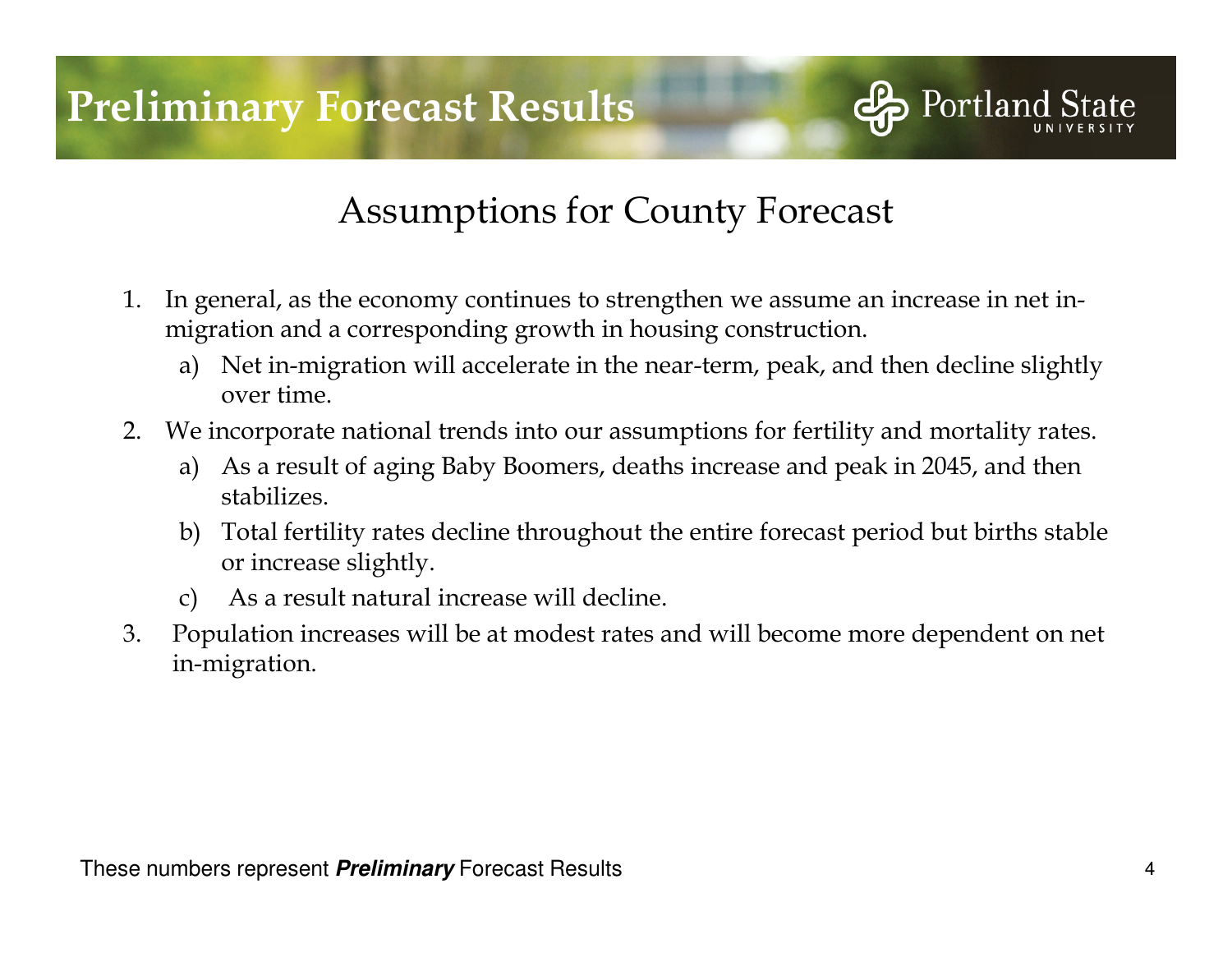# Preliminary Forecast Results

Portland State University

## Assumptions for County Forecast

1. In general, as the economy continues to strengthen we assume an increase in net in-migration and a corresponding growth in housing construction.
   a) Net in-migration will accelerate in the near-term, peak, and then decline slightly over time.
2. We incorporate national trends into our assumptions for fertility and mortality rates.
   a) As a result of aging Baby Boomers, deaths increase and peak in 2045, and then stabilizes.
   b) Total fertility rates decline throughout the entire forecast period but births stable or increase slightly.
   c) As a result natural increase will decline.
3. Population increases will be at modest rates and will become more dependent on net in-migration.

These numbers represent ***Preliminary*** Forecast Results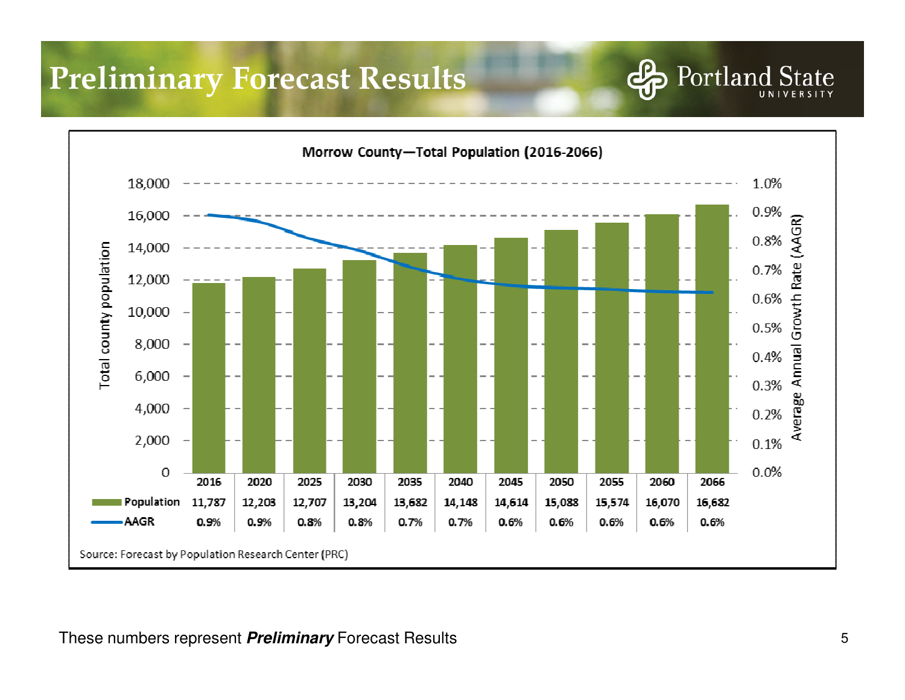# Preliminary Forecast Results

**Morrow County—Total Population (2016-2066)**

| | 2016 | 2020 | 2025 | 2030 | 2035 | 2040 | 2045 | 2050 | 2055 | 2060 | 2066 |
|---|---|---|---|---|---|---|---|---|---|---|---|
| Population | 11,787 | 12,203 | 12,707 | 13,204 | 13,682 | 14,148 | 14,614 | 15,088 | 15,574 | 16,070 | 16,682 |
| AAGR | 0.9% | 0.9% | 0.8% | 0.8% | 0.7% | 0.7% | 0.6% | 0.6% | 0.6% | 0.6% | 0.6% |

Source: Forecast by Population Research Center (PRC)

These numbers represent ***Preliminary*** Forecast Results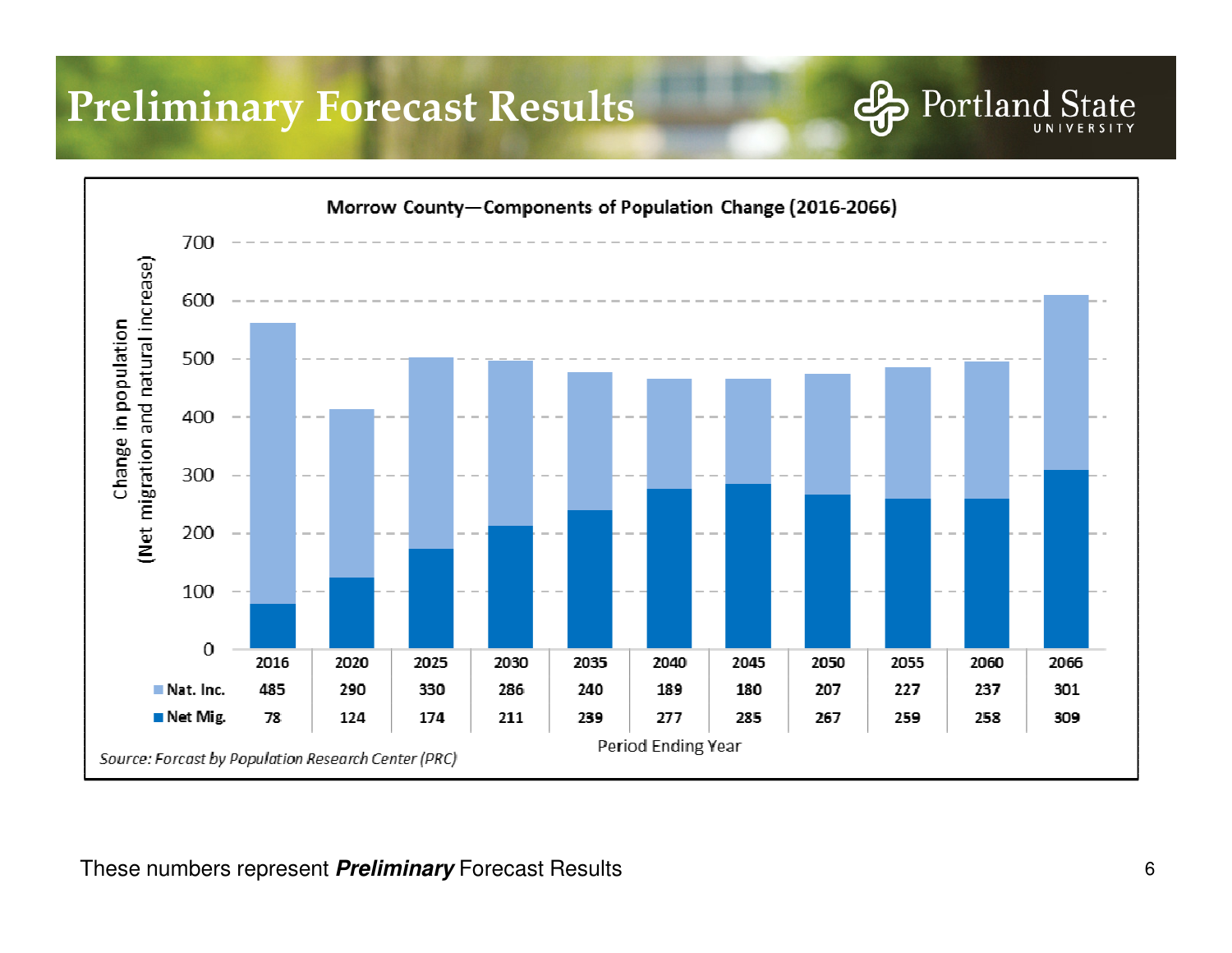# Preliminary Forecast Results

**Morrow County—Components of Population Change (2016-2066)**

| Period Ending Year | 2016 | 2020 | 2025 | 2030 | 2035 | 2040 | 2045 | 2050 | 2055 | 2060 | 2066 |
|---|---|---|---|---|---|---|---|---|---|---|---|
| Nat. Inc. | 485 | 290 | 330 | 286 | 240 | 189 | 180 | 207 | 227 | 237 | 301 |
| Net Mig. | 78 | 124 | 174 | 211 | 239 | 277 | 285 | 267 | 259 | 258 | 309 |

Change in population (Net migration and natural increase)

*Source: Forcast by Population Research Center (PRC)*

These numbers represent ***Preliminary*** Forecast Results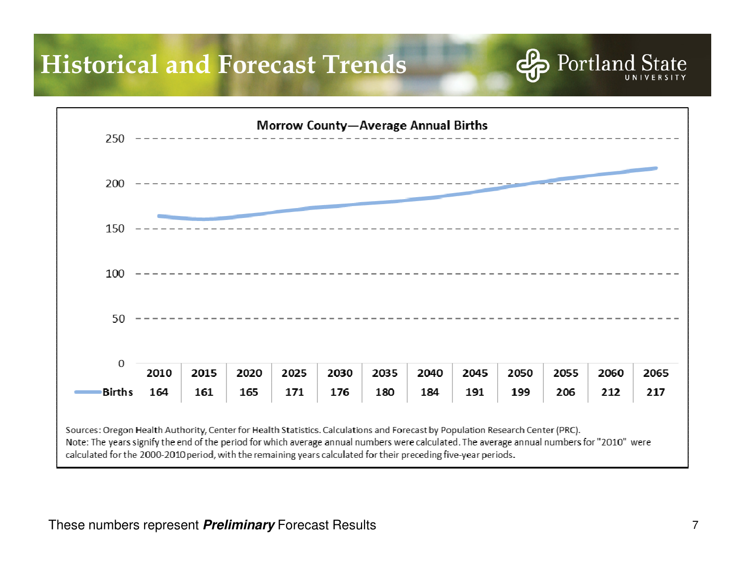# Historical and Forecast Trends

**Morrow County—Average Annual Births**

| | 2010 | 2015 | 2020 | 2025 | 2030 | 2035 | 2040 | 2045 | 2050 | 2055 | 2060 | 2065 |
|---|---|---|---|---|---|---|---|---|---|---|---|---|
| Births | 164 | 161 | 165 | 171 | 176 | 180 | 184 | 191 | 199 | 206 | 212 | 217 |

Sources: Oregon Health Authority, Center for Health Statistics. Calculations and Forecast by Population Research Center (PRC).
Note: The years signify the end of the period for which average annual numbers were calculated. The average annual numbers for "2010" were calculated for the 2000-2010 period, with the remaining years calculated for their preceding five-year periods.

These numbers represent ***Preliminary*** Forecast Results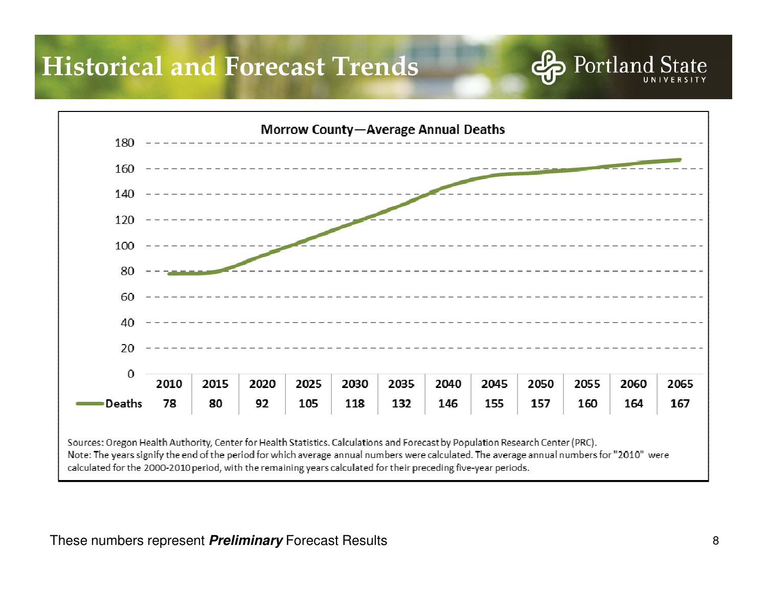# Historical and Forecast Trends

**Morrow County—Average Annual Deaths**

| | 2010 | 2015 | 2020 | 2025 | 2030 | 2035 | 2040 | 2045 | 2050 | 2055 | 2060 | 2065 |
|---|---|---|---|---|---|---|---|---|---|---|---|---|
| Deaths | 78 | 80 | 92 | 105 | 118 | 132 | 146 | 155 | 157 | 160 | 164 | 167 |

Sources: Oregon Health Authority, Center for Health Statistics. Calculations and Forecast by Population Research Center (PRC).
Note: The years signify the end of the period for which average annual numbers were calculated. The average annual numbers for "2010" were calculated for the 2000-2010 period, with the remaining years calculated for their preceding five-year periods.

These numbers represent ***Preliminary*** Forecast Results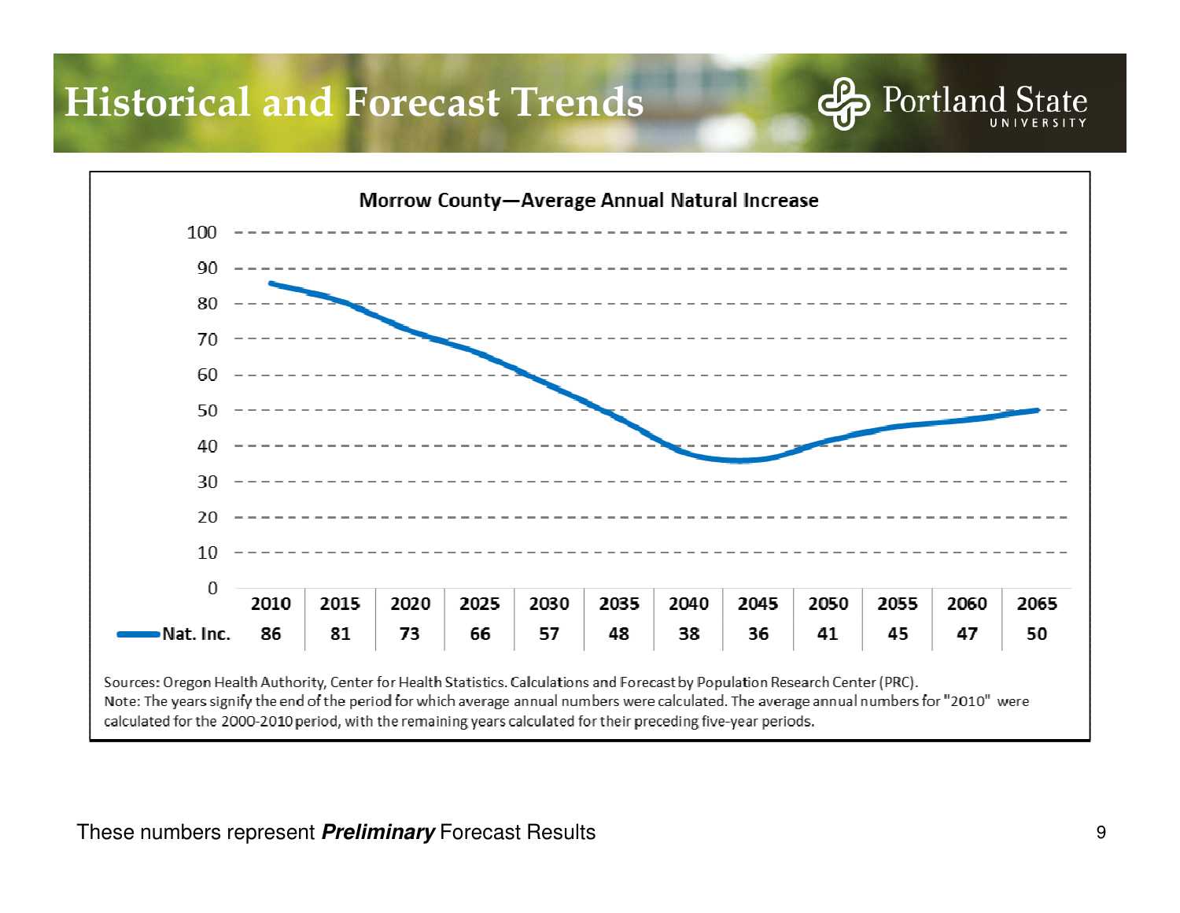# Historical and Forecast Trends

**Morrow County—Average Annual Natural Increase**

| | 2010 | 2015 | 2020 | 2025 | 2030 | 2035 | 2040 | 2045 | 2050 | 2055 | 2060 | 2065 |
|---|---|---|---|---|---|---|---|---|---|---|---|---|
| Nat. Inc. | 86 | 81 | 73 | 66 | 57 | 48 | 38 | 36 | 41 | 45 | 47 | 50 |

Sources: Oregon Health Authority, Center for Health Statistics. Calculations and Forecast by Population Research Center (PRC).
Note: The years signify the end of the period for which average annual numbers were calculated. The average annual numbers for "2010" were calculated for the 2000-2010 period, with the remaining years calculated for their preceding five-year periods.

These numbers represent ***Preliminary*** Forecast Results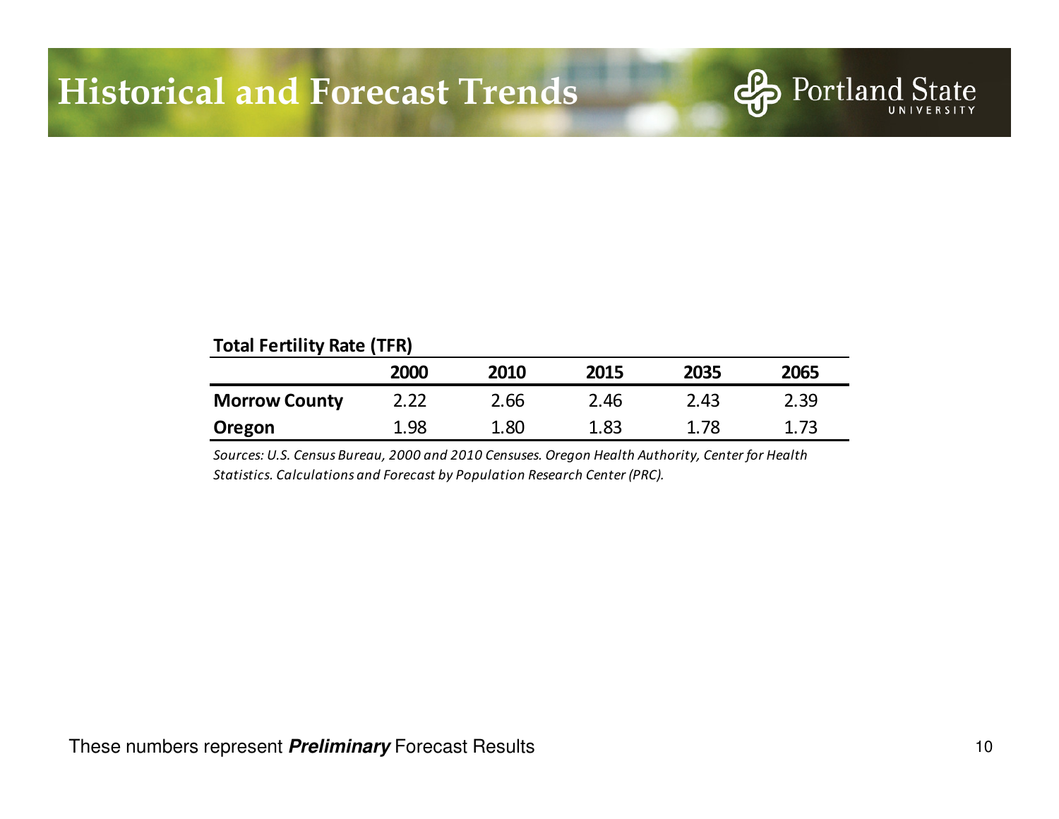# Historical and Forecast Trends

**Total Fertility Rate (TFR)**

| | 2000 | 2010 | 2015 | 2035 | 2065 |
|---|---|---|---|---|---|
| **Morrow County** | 2.22 | 2.66 | 2.46 | 2.43 | 2.39 |
| **Oregon** | 1.98 | 1.80 | 1.83 | 1.78 | 1.73 |

*Sources: U.S. Census Bureau, 2000 and 2010 Censuses. Oregon Health Authority, Center for Health Statistics. Calculations and Forecast by Population Research Center (PRC).*

These numbers represent ***Preliminary*** Forecast Results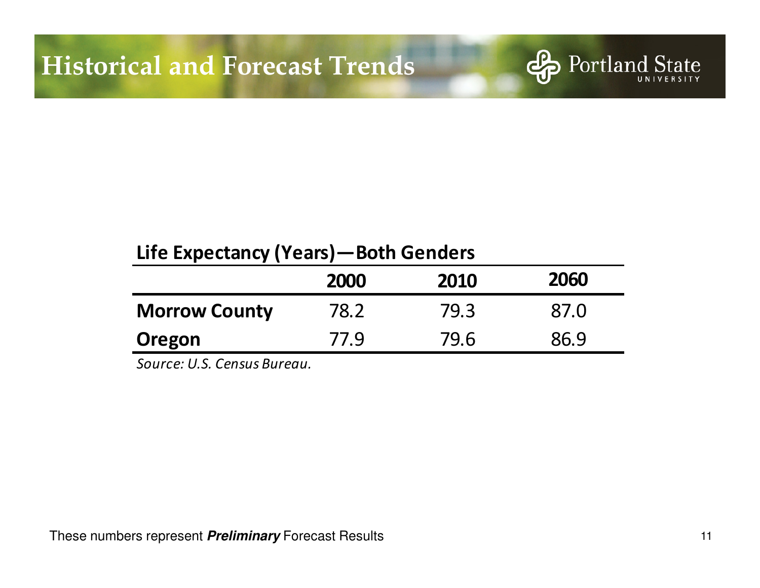# Historical and Forecast Trends

**Life Expectancy (Years)—Both Genders**

| | 2000 | 2010 | 2060 |
|---|---|---|---|
| **Morrow County** | 78.2 | 79.3 | 87.0 |
| **Oregon** | 77.9 | 79.6 | 86.9 |

*Source: U.S. Census Bureau.*

These numbers represent ***Preliminary*** Forecast Results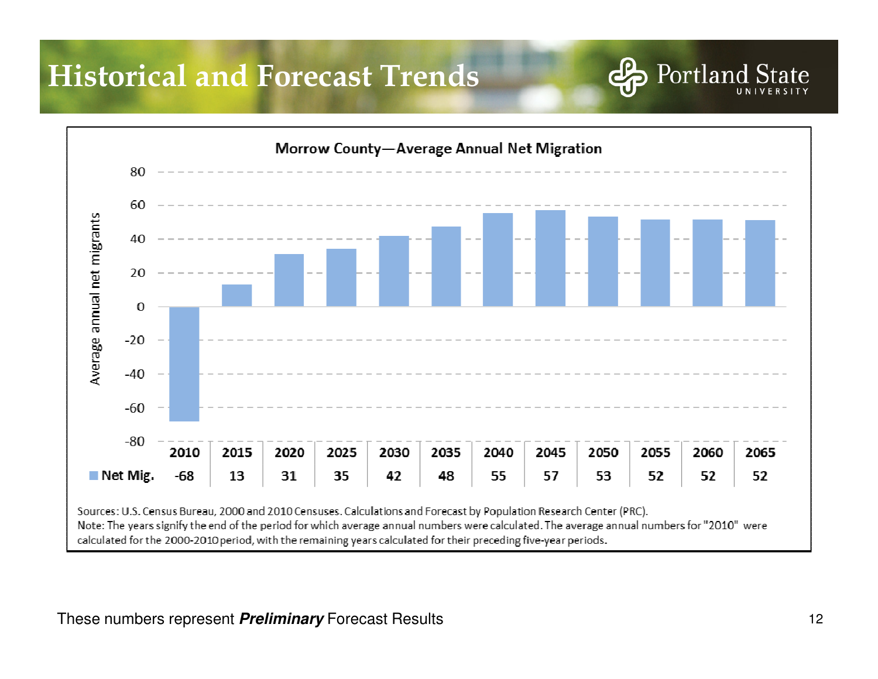# Historical and Forecast Trends

**Morrow County—Average Annual Net Migration**

| | 2010 | 2015 | 2020 | 2025 | 2030 | 2035 | 2040 | 2045 | 2050 | 2055 | 2060 | 2065 |
|---|---|---|---|---|---|---|---|---|---|---|---|---|
| Net Mig. | -68 | 13 | 31 | 35 | 42 | 48 | 55 | 57 | 53 | 52 | 52 | 52 |

Sources: U.S. Census Bureau, 2000 and 2010 Censuses. Calculations and Forecast by Population Research Center (PRC).
Note: The years signify the end of the period for which average annual numbers were calculated. The average annual numbers for "2010" were calculated for the 2000-2010 period, with the remaining years calculated for their preceding five-year periods.

These numbers represent ***Preliminary*** Forecast Results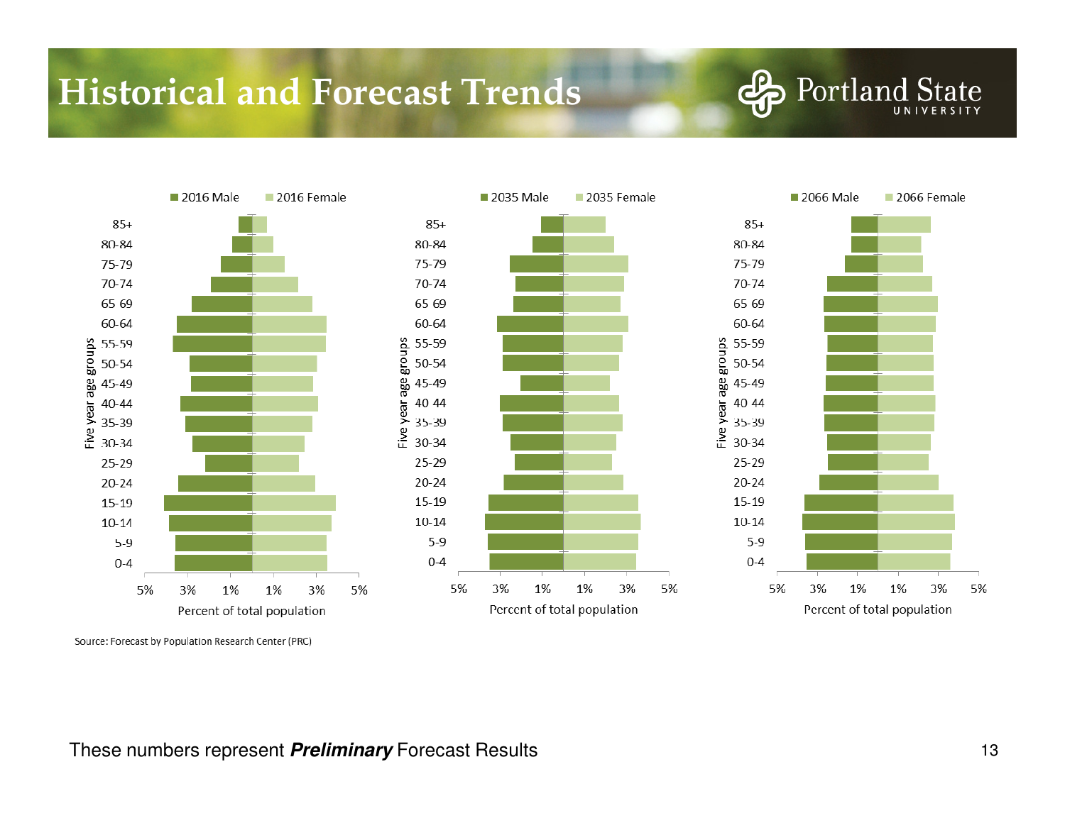# Historical and Forecast Trends

Portland State University

Source: Forecast by Population Research Center (PRC)

These numbers represent ***Preliminary*** Forecast Results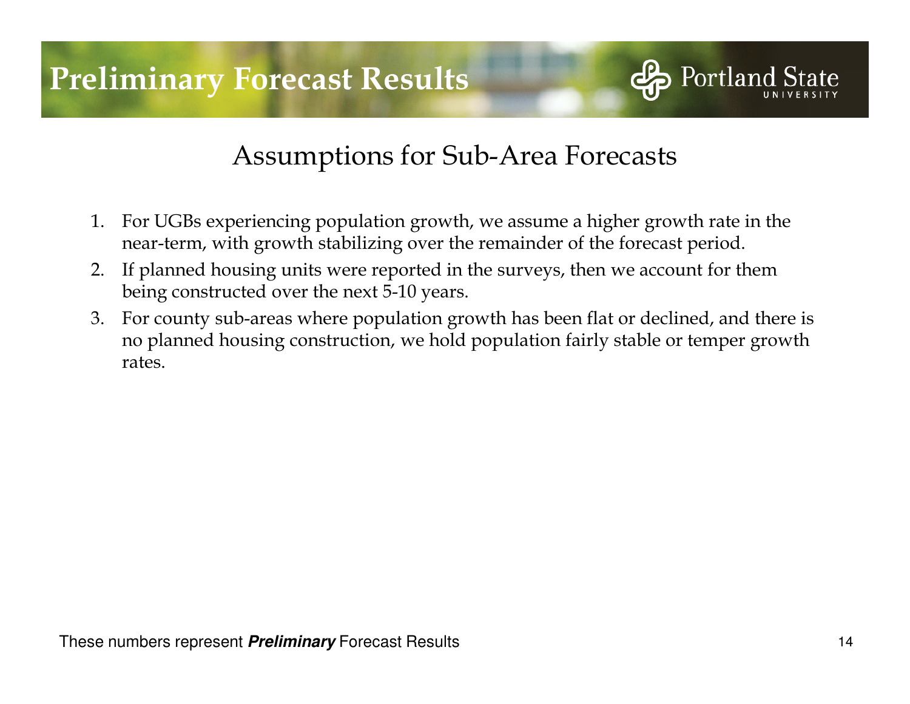# Preliminary Forecast Results

## Assumptions for Sub-Area Forecasts

1. For UGBs experiencing population growth, we assume a higher growth rate in the near-term, with growth stabilizing over the remainder of the forecast period.
2. If planned housing units were reported in the surveys, then we account for them being constructed over the next 5-10 years.
3. For county sub-areas where population growth has been flat or declined, and there is no planned housing construction, we hold population fairly stable or temper growth rates.

These numbers represent ***Preliminary*** Forecast Results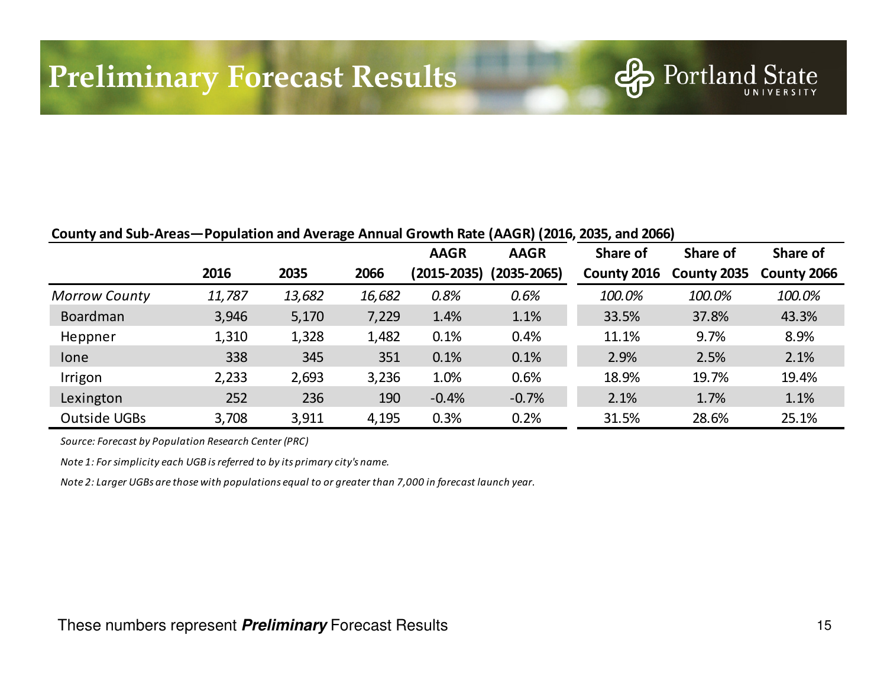# Preliminary Forecast Results

**County and Sub-Areas—Population and Average Annual Growth Rate (AAGR) (2016, 2035, and 2066)**

| | 2016 | 2035 | 2066 | AAGR (2015-2035) | AAGR (2035-2065) | Share of County 2016 | Share of County 2035 | Share of County 2066 |
|---|---|---|---|---|---|---|---|---|
| *Morrow County* | *11,787* | *13,682* | *16,682* | *0.8%* | *0.6%* | *100.0%* | *100.0%* | *100.0%* |
| Boardman | 3,946 | 5,170 | 7,229 | 1.4% | 1.1% | 33.5% | 37.8% | 43.3% |
| Heppner | 1,310 | 1,328 | 1,482 | 0.1% | 0.4% | 11.1% | 9.7% | 8.9% |
| Ione | 338 | 345 | 351 | 0.1% | 0.1% | 2.9% | 2.5% | 2.1% |
| Irrigon | 2,233 | 2,693 | 3,236 | 1.0% | 0.6% | 18.9% | 19.7% | 19.4% |
| Lexington | 252 | 236 | 190 | -0.4% | -0.7% | 2.1% | 1.7% | 1.1% |
| Outside UGBs | 3,708 | 3,911 | 4,195 | 0.3% | 0.2% | 31.5% | 28.6% | 25.1% |

*Source: Forecast by Population Research Center (PRC)*

*Note 1: For simplicity each UGB is referred to by its primary city's name.*

*Note 2: Larger UGBs are those with populations equal to or greater than 7,000 in forecast launch year.*

These numbers represent ***Preliminary*** Forecast Results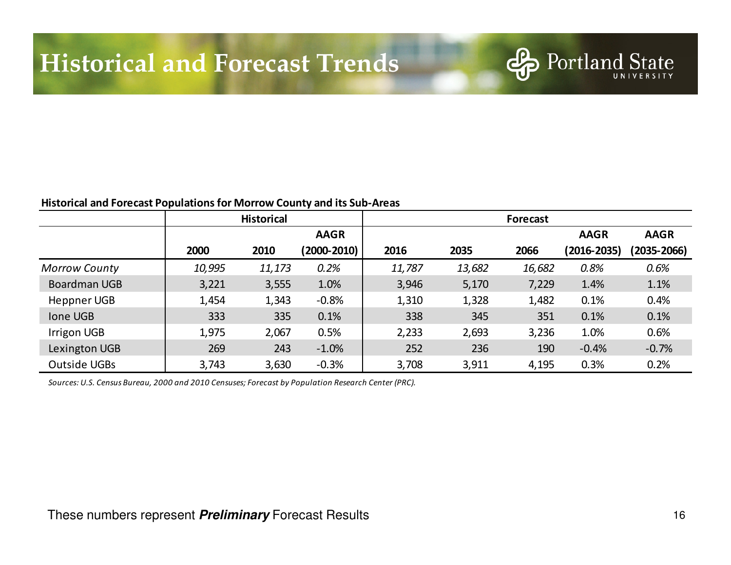# Historical and Forecast Trends

**Historical and Forecast Populations for Morrow County and its Sub-Areas**

| | Historical | | | Forecast | | | | |
|---|---|---|---|---|---|---|---|---|
| | **2000** | **2010** | **AAGR (2000-2010)** | **2016** | **2035** | **2066** | **AAGR (2016-2035)** | **AAGR (2035-2066)** |
| *Morrow County* | *10,995* | *11,173* | *0.2%* | *11,787* | *13,682* | *16,682* | *0.8%* | *0.6%* |
| Boardman UGB | 3,221 | 3,555 | 1.0% | 3,946 | 5,170 | 7,229 | 1.4% | 1.1% |
| Heppner UGB | 1,454 | 1,343 | -0.8% | 1,310 | 1,328 | 1,482 | 0.1% | 0.4% |
| Ione UGB | 333 | 335 | 0.1% | 338 | 345 | 351 | 0.1% | 0.1% |
| Irrigon UGB | 1,975 | 2,067 | 0.5% | 2,233 | 2,693 | 3,236 | 1.0% | 0.6% |
| Lexington UGB | 269 | 243 | -1.0% | 252 | 236 | 190 | -0.4% | -0.7% |
| Outside UGBs | 3,743 | 3,630 | -0.3% | 3,708 | 3,911 | 4,195 | 0.3% | 0.2% |

*Sources: U.S. Census Bureau, 2000 and 2010 Censuses; Forecast by Population Research Center (PRC).*

These numbers represent ***Preliminary*** Forecast Results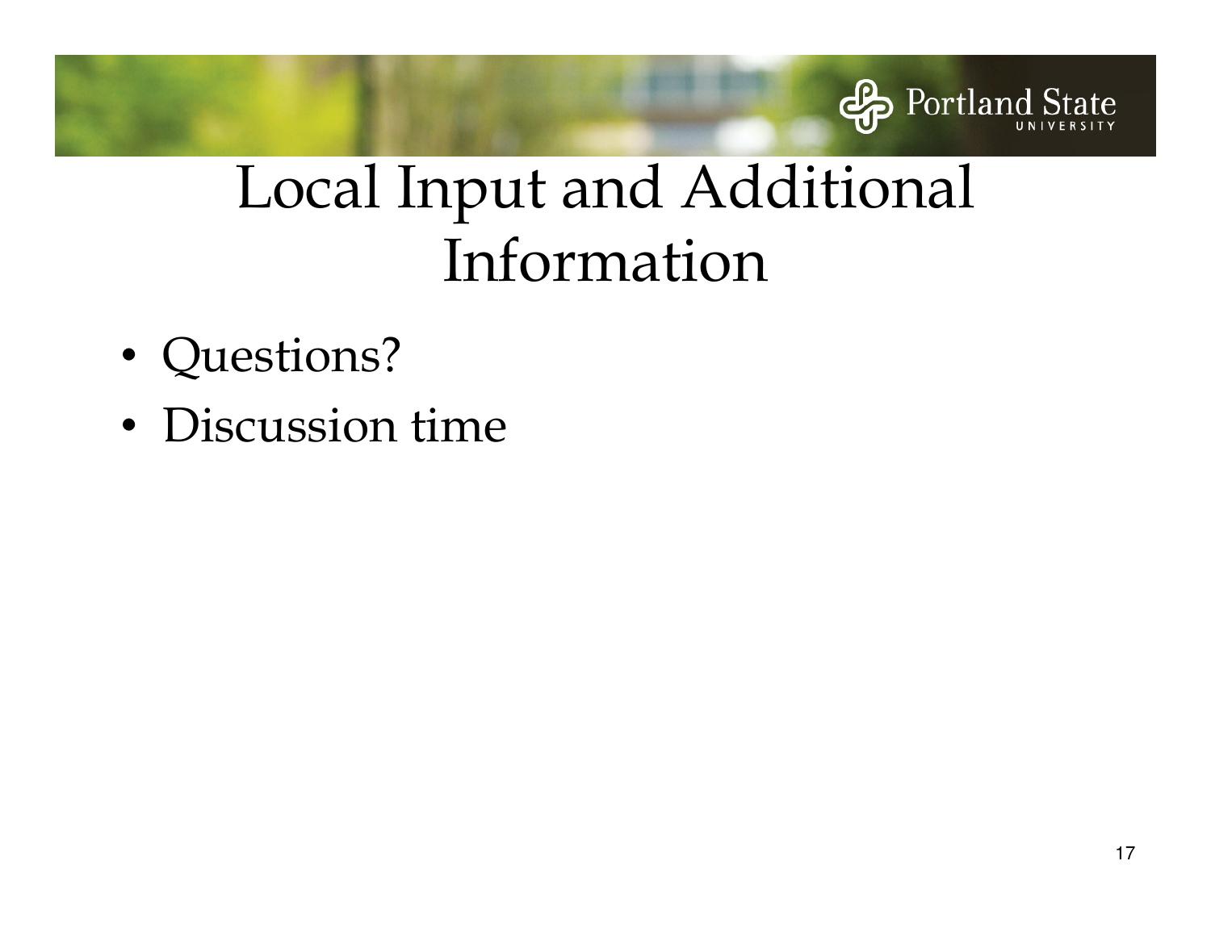# Local Input and Additional Information

- Questions?
- Discussion time